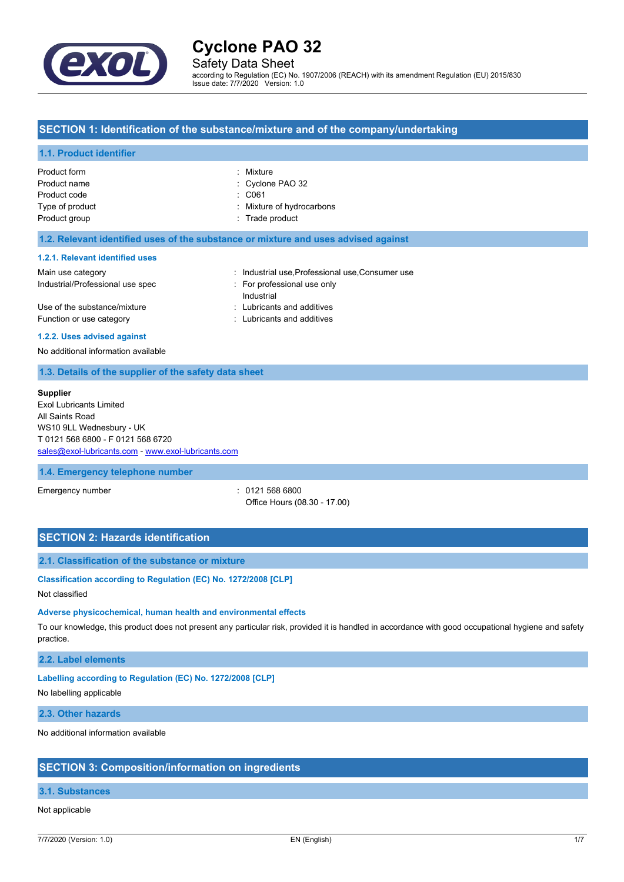# Cyclone PAO 32

Safety Data Sheet

according to Regulation (EC) No. 1907/2006 (REACH) with its amendment Regulation (EU) 2015/830
Issue date: 7/7/2020 Version: 1.0

## SECTION 1: Identification of the substance/mixture and of the company/undertaking

### 1.1. Product identifier

| | |
|---|---|
| Product form | : Mixture |
| Product name | : Cyclone PAO 32 |
| Product code | : C061 |
| Type of product | : Mixture of hydrocarbons |
| Product group | : Trade product |

### 1.2. Relevant identified uses of the substance or mixture and uses advised against

#### 1.2.1. Relevant identified uses

| | |
|---|---|
| Main use category | : Industrial use,Professional use,Consumer use |
| Industrial/Professional use spec | : For professional use only<br>Industrial |
| Use of the substance/mixture | : Lubricants and additives |
| Function or use category | : Lubricants and additives |

#### 1.2.2. Uses advised against

No additional information available

### 1.3. Details of the supplier of the safety data sheet

**Supplier**
Exol Lubricants Limited
All Saints Road
WS10 9LL Wednesbury - UK
T 0121 568 6800 - F 0121 568 6720
sales@exol-lubricants.com - www.exol-lubricants.com

### 1.4. Emergency telephone number

| | |
|---|---|
| Emergency number | : 0121 568 6800<br>Office Hours (08.30 - 17.00) |

## SECTION 2: Hazards identification

### 2.1. Classification of the substance or mixture

#### Classification according to Regulation (EC) No. 1272/2008 [CLP]

Not classified

#### Adverse physicochemical, human health and environmental effects

To our knowledge, this product does not present any particular risk, provided it is handled in accordance with good occupational hygiene and safety practice.

### 2.2. Label elements

#### Labelling according to Regulation (EC) No. 1272/2008 [CLP]

No labelling applicable

### 2.3. Other hazards

No additional information available

## SECTION 3: Composition/information on ingredients

### 3.1. Substances

Not applicable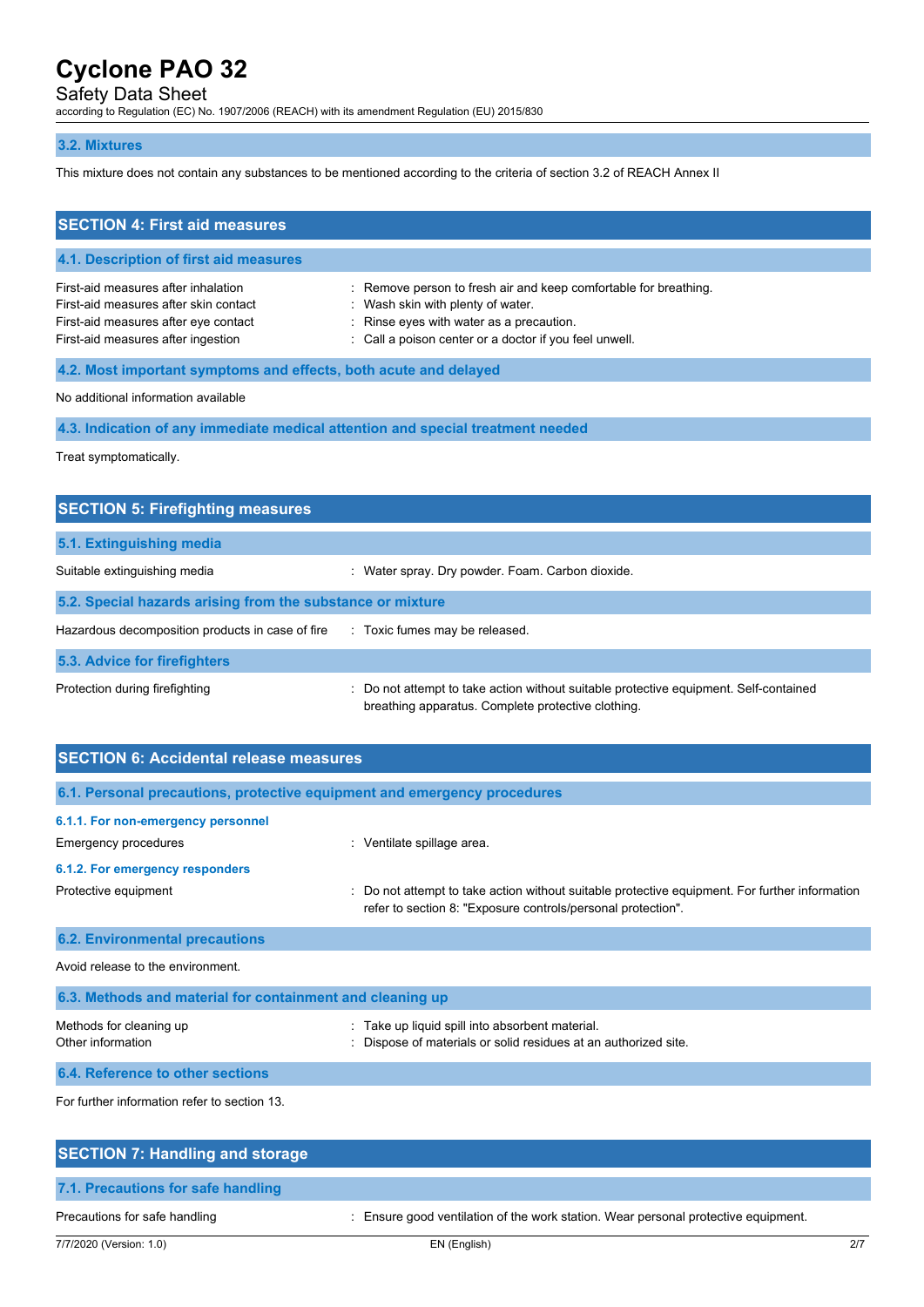### 3.2. Mixtures

This mixture does not contain any substances to be mentioned according to the criteria of section 3.2 of REACH Annex II

## SECTION 4: First aid measures

### 4.1. Description of first aid measures

First-aid measures after inhalation : Remove person to fresh air and keep comfortable for breathing.
First-aid measures after skin contact : Wash skin with plenty of water.
First-aid measures after eye contact : Rinse eyes with water as a precaution.
First-aid measures after ingestion : Call a poison center or a doctor if you feel unwell.

### 4.2. Most important symptoms and effects, both acute and delayed

No additional information available

### 4.3. Indication of any immediate medical attention and special treatment needed

Treat symptomatically.

## SECTION 5: Firefighting measures

### 5.1. Extinguishing media

Suitable extinguishing media : Water spray. Dry powder. Foam. Carbon dioxide.

### 5.2. Special hazards arising from the substance or mixture

Hazardous decomposition products in case of fire : Toxic fumes may be released.

### 5.3. Advice for firefighters

Protection during firefighting : Do not attempt to take action without suitable protective equipment. Self-contained breathing apparatus. Complete protective clothing.

## SECTION 6: Accidental release measures

### 6.1. Personal precautions, protective equipment and emergency procedures

#### 6.1.1. For non-emergency personnel

Emergency procedures : Ventilate spillage area.

#### 6.1.2. For emergency responders

Protective equipment : Do not attempt to take action without suitable protective equipment. For further information refer to section 8: "Exposure controls/personal protection".

### 6.2. Environmental precautions

Avoid release to the environment.

### 6.3. Methods and material for containment and cleaning up

Methods for cleaning up : Take up liquid spill into absorbent material.
Other information : Dispose of materials or solid residues at an authorized site.

### 6.4. Reference to other sections

For further information refer to section 13.

## SECTION 7: Handling and storage

### 7.1. Precautions for safe handling

Precautions for safe handling : Ensure good ventilation of the work station. Wear personal protective equipment.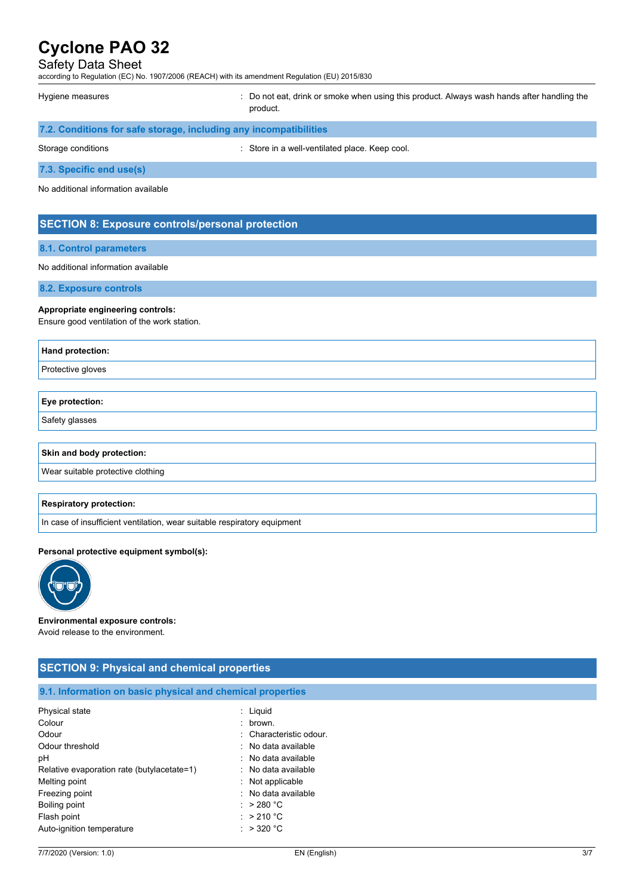Hygiene measures : Do not eat, drink or smoke when using this product. Always wash hands after handling the product.

### 7.2. Conditions for safe storage, including any incompatibilities

Storage conditions : Store in a well-ventilated place. Keep cool.

### 7.3. Specific end use(s)

No additional information available

## SECTION 8: Exposure controls/personal protection

### 8.1. Control parameters

No additional information available

### 8.2. Exposure controls

**Appropriate engineering controls:**
Ensure good ventilation of the work station.

| Hand protection: |
| --- |
| Protective gloves |

| Eye protection: |
| --- |
| Safety glasses |

| Skin and body protection: |
| --- |
| Wear suitable protective clothing |

| Respiratory protection: |
| --- |
| In case of insufficient ventilation, wear suitable respiratory equipment |

**Personal protective equipment symbol(s):**

**Environmental exposure controls:**
Avoid release to the environment.

## SECTION 9: Physical and chemical properties

### 9.1. Information on basic physical and chemical properties

| | |
| --- | --- |
| Physical state | : Liquid |
| Colour | : brown. |
| Odour | : Characteristic odour. |
| Odour threshold | : No data available |
| pH | : No data available |
| Relative evaporation rate (butylacetate=1) | : No data available |
| Melting point | : Not applicable |
| Freezing point | : No data available |
| Boiling point | : > 280 °C |
| Flash point | : > 210 °C |
| Auto-ignition temperature | : > 320 °C |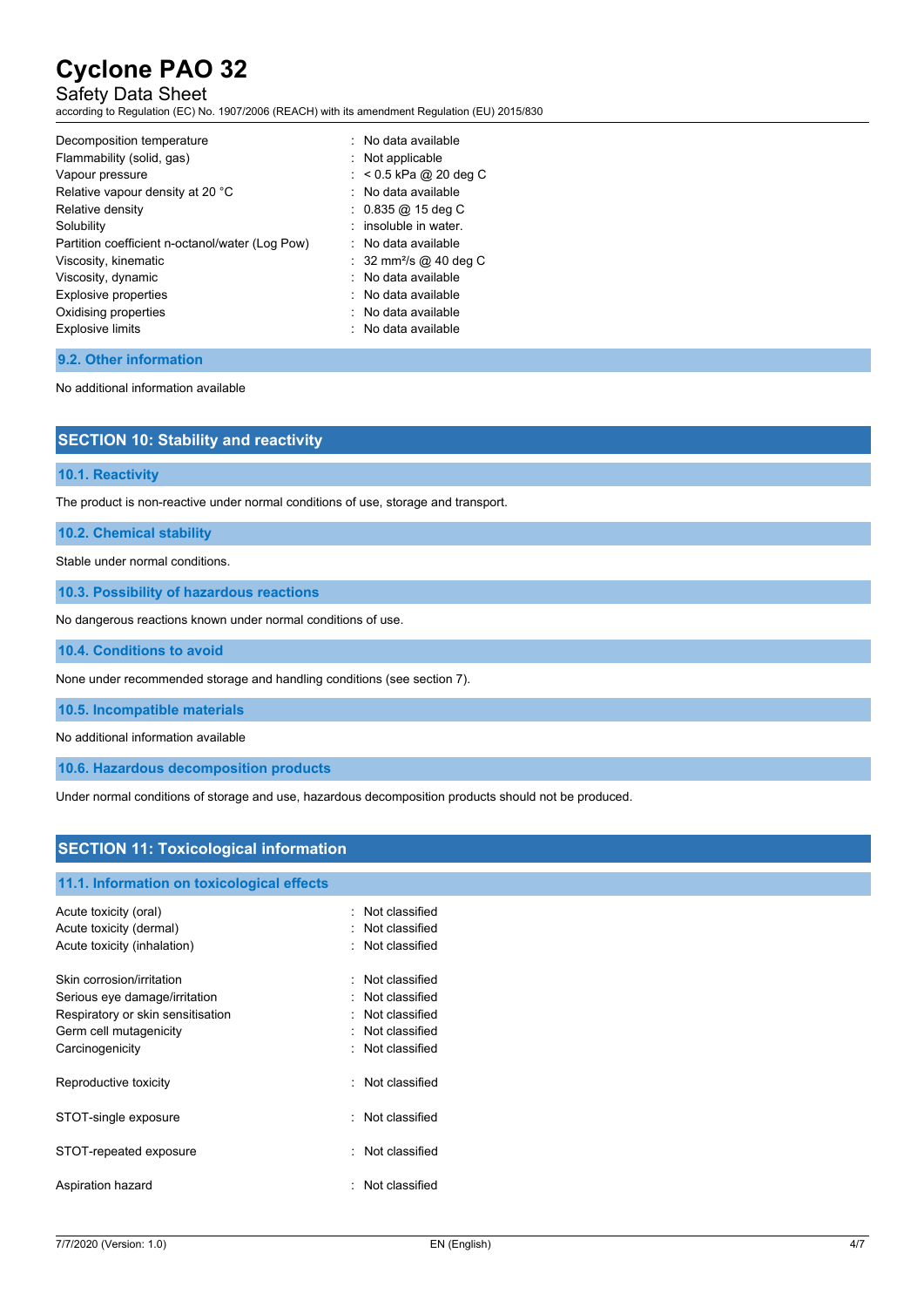| | | |
|---|---|---|
| Decomposition temperature | : | No data available |
| Flammability (solid, gas) | : | Not applicable |
| Vapour pressure | : | < 0.5 kPa @ 20 deg C |
| Relative vapour density at 20 °C | : | No data available |
| Relative density | : | 0.835 @ 15 deg C |
| Solubility | : | insoluble in water. |
| Partition coefficient n-octanol/water (Log Pow) | : | No data available |
| Viscosity, kinematic | : | 32 $mm^2/s$ @ 40 deg C |
| Viscosity, dynamic | : | No data available |
| Explosive properties | : | No data available |
| Oxidising properties | : | No data available |
| Explosive limits | : | No data available |

### 9.2. Other information

No additional information available

## SECTION 10: Stability and reactivity

### 10.1. Reactivity

The product is non-reactive under normal conditions of use, storage and transport.

### 10.2. Chemical stability

Stable under normal conditions.

### 10.3. Possibility of hazardous reactions

No dangerous reactions known under normal conditions of use.

### 10.4. Conditions to avoid

None under recommended storage and handling conditions (see section 7).

### 10.5. Incompatible materials

No additional information available

### 10.6. Hazardous decomposition products

Under normal conditions of storage and use, hazardous decomposition products should not be produced.

## SECTION 11: Toxicological information

### 11.1. Information on toxicological effects

| | | |
|---|---|---|
| Acute toxicity (oral) | : | Not classified |
| Acute toxicity (dermal) | : | Not classified |
| Acute toxicity (inhalation) | : | Not classified |
| Skin corrosion/irritation | : | Not classified |
| Serious eye damage/irritation | : | Not classified |
| Respiratory or skin sensitisation | : | Not classified |
| Germ cell mutagenicity | : | Not classified |
| Carcinogenicity | : | Not classified |
| Reproductive toxicity | : | Not classified |
| STOT-single exposure | : | Not classified |
| STOT-repeated exposure | : | Not classified |
| Aspiration hazard | : | Not classified |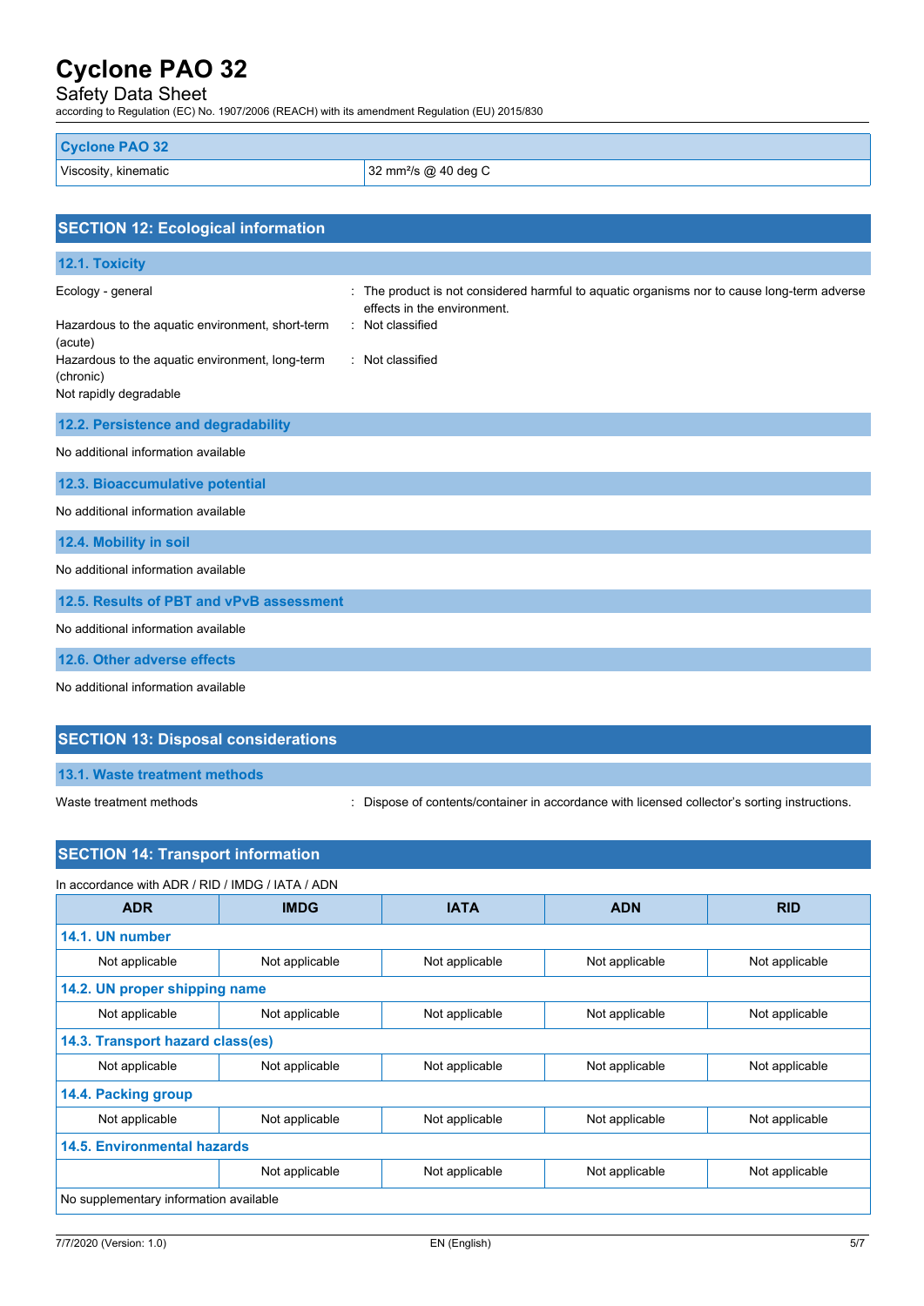| Cyclone PAO 32 | |
|---|---|
| Viscosity, kinematic | 32 $mm^2/s$ @ 40 deg C |

## SECTION 12: Ecological information

### 12.1. Toxicity

Ecology - general : The product is not considered harmful to aquatic organisms nor to cause long-term adverse effects in the environment.

Hazardous to the aquatic environment, short-term (acute) : Not classified

Hazardous to the aquatic environment, long-term (chronic) : Not classified

Not rapidly degradable

### 12.2. Persistence and degradability

No additional information available

### 12.3. Bioaccumulative potential

No additional information available

### 12.4. Mobility in soil

No additional information available

### 12.5. Results of PBT and vPvB assessment

No additional information available

### 12.6. Other adverse effects

No additional information available

## SECTION 13: Disposal considerations

### 13.1. Waste treatment methods

Waste treatment methods : Dispose of contents/container in accordance with licensed collector's sorting instructions.

## SECTION 14: Transport information

In accordance with ADR / RID / IMDG / IATA / ADN

| ADR | IMDG | IATA | ADN | RID |
|---|---|---|---|---|
| **14.1. UN number** | | | | |
| Not applicable | Not applicable | Not applicable | Not applicable | Not applicable |
| **14.2. UN proper shipping name** | | | | |
| Not applicable | Not applicable | Not applicable | Not applicable | Not applicable |
| **14.3. Transport hazard class(es)** | | | | |
| Not applicable | Not applicable | Not applicable | Not applicable | Not applicable |
| **14.4. Packing group** | | | | |
| Not applicable | Not applicable | Not applicable | Not applicable | Not applicable |
| **14.5. Environmental hazards** | | | | |
| | Not applicable | Not applicable | Not applicable | Not applicable |
| No supplementary information available | | | | |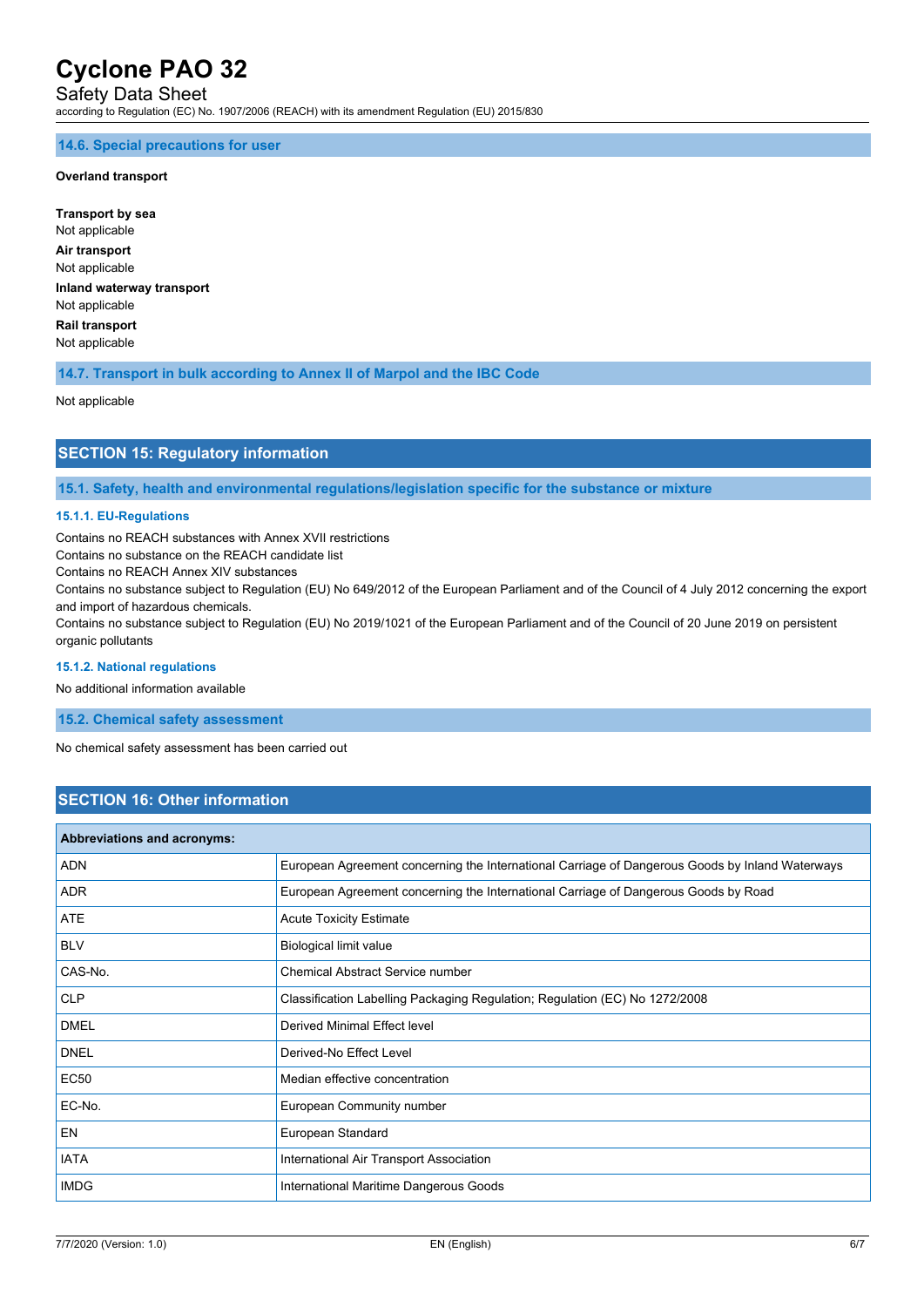### 14.6. Special precautions for user

**Overland transport**

**Transport by sea**
Not applicable

**Air transport**
Not applicable

**Inland waterway transport**
Not applicable

**Rail transport**
Not applicable

### 14.7. Transport in bulk according to Annex II of Marpol and the IBC Code

Not applicable

## SECTION 15: Regulatory information

### 15.1. Safety, health and environmental regulations/legislation specific for the substance or mixture

#### 15.1.1. EU-Regulations

Contains no REACH substances with Annex XVII restrictions
Contains no substance on the REACH candidate list
Contains no REACH Annex XIV substances
Contains no substance subject to Regulation (EU) No 649/2012 of the European Parliament and of the Council of 4 July 2012 concerning the export and import of hazardous chemicals.
Contains no substance subject to Regulation (EU) No 2019/1021 of the European Parliament and of the Council of 20 June 2019 on persistent organic pollutants

#### 15.1.2. National regulations

No additional information available

### 15.2. Chemical safety assessment

No chemical safety assessment has been carried out

## SECTION 16: Other information

| Abbreviations and acronyms: | |
|---|---|
| ADN | European Agreement concerning the International Carriage of Dangerous Goods by Inland Waterways |
| ADR | European Agreement concerning the International Carriage of Dangerous Goods by Road |
| ATE | Acute Toxicity Estimate |
| BLV | Biological limit value |
| CAS-No. | Chemical Abstract Service number |
| CLP | Classification Labelling Packaging Regulation; Regulation (EC) No 1272/2008 |
| DMEL | Derived Minimal Effect level |
| DNEL | Derived-No Effect Level |
| EC50 | Median effective concentration |
| EC-No. | European Community number |
| EN | European Standard |
| IATA | International Air Transport Association |
| IMDG | International Maritime Dangerous Goods |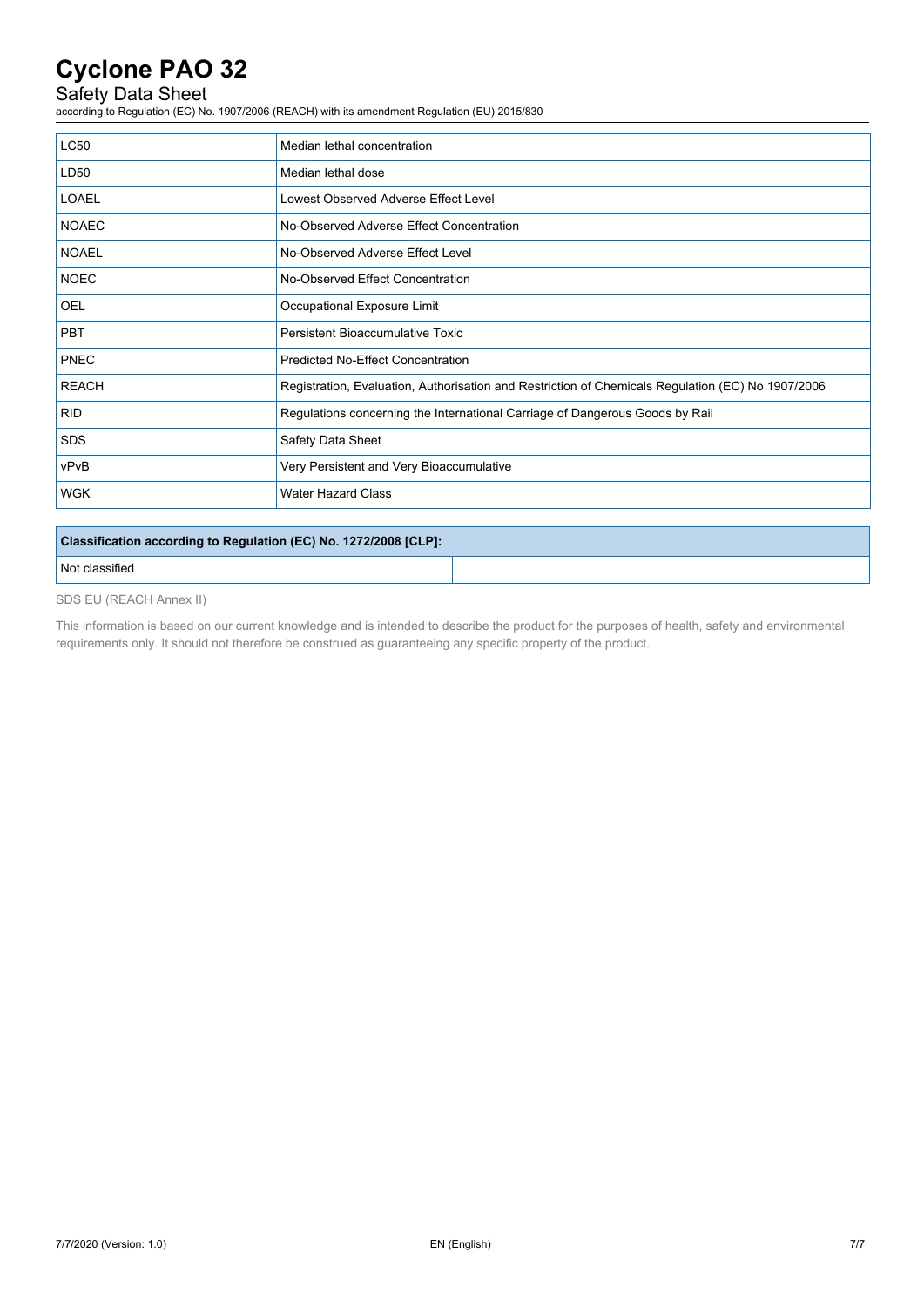| | |
|---|---|
| LC50 | Median lethal concentration |
| LD50 | Median lethal dose |
| LOAEL | Lowest Observed Adverse Effect Level |
| NOAEC | No-Observed Adverse Effect Concentration |
| NOAEL | No-Observed Adverse Effect Level |
| NOEC | No-Observed Effect Concentration |
| OEL | Occupational Exposure Limit |
| PBT | Persistent Bioaccumulative Toxic |
| PNEC | Predicted No-Effect Concentration |
| REACH | Registration, Evaluation, Authorisation and Restriction of Chemicals Regulation (EC) No 1907/2006 |
| RID | Regulations concerning the International Carriage of Dangerous Goods by Rail |
| SDS | Safety Data Sheet |
| vPvB | Very Persistent and Very Bioaccumulative |
| WGK | Water Hazard Class |

| **Classification according to Regulation (EC) No. 1272/2008 [CLP]:** | |
|---|---|
| Not classified | |

SDS EU (REACH Annex II)

This information is based on our current knowledge and is intended to describe the product for the purposes of health, safety and environmental requirements only. It should not therefore be construed as guaranteeing any specific property of the product.